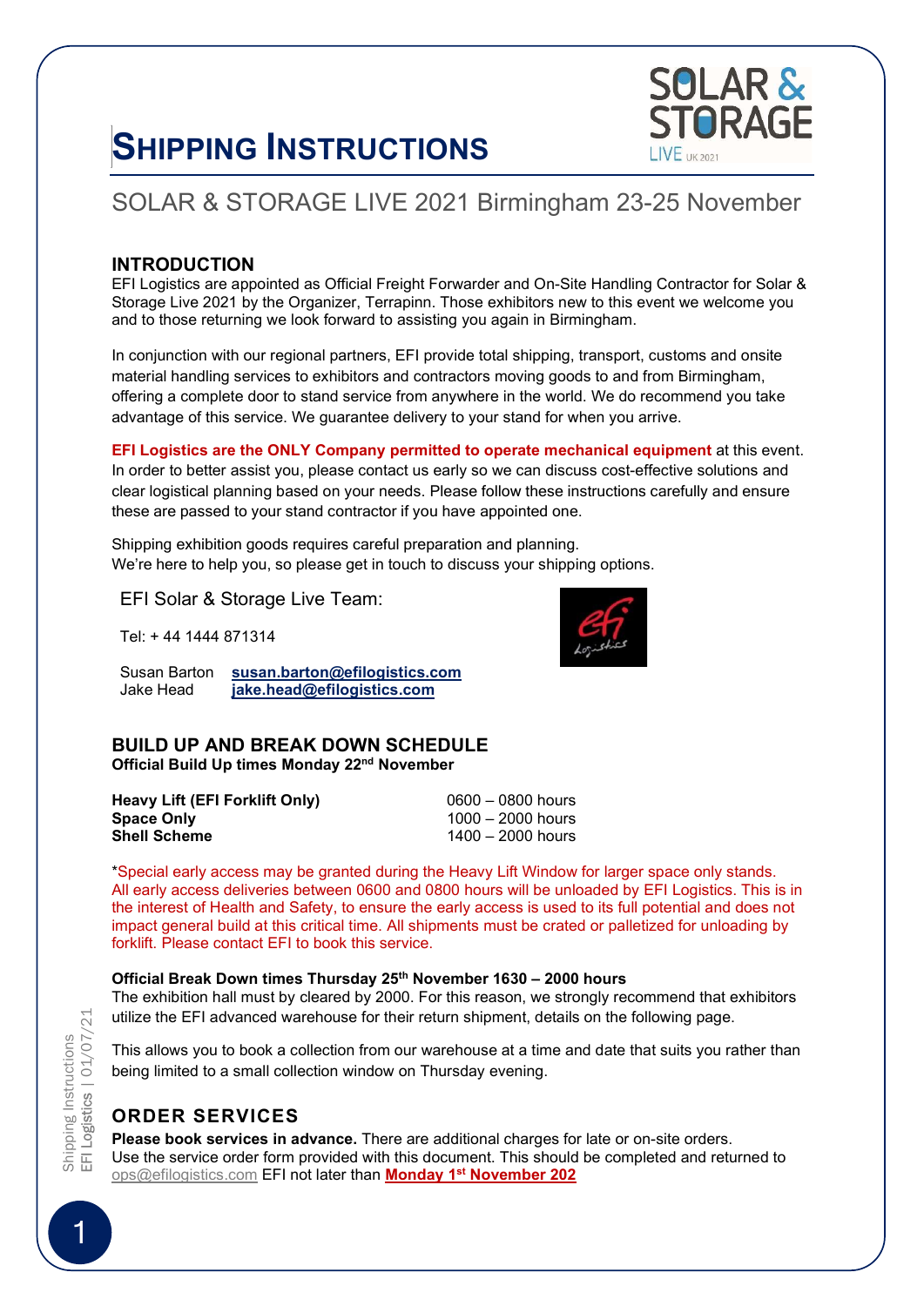# SHIPPING INSTRUCTIONS

## SOLAR & STORAGE LIVE 2021 Birmingham 23-25 November

### INTRODUCTION

EFI Logistics are appointed as Official Freight Forwarder and On-Site Handling Contractor for Solar & Storage Live 2021 by the Organizer, Terrapinn. Those exhibitors new to this event we welcome you and to those returning we look forward to assisting you again in Birmingham.

In conjunction with our regional partners, EFI provide total shipping, transport, customs and onsite material handling services to exhibitors and contractors moving goods to and from Birmingham, offering a complete door to stand service from anywhere in the world. We do recommend you take advantage of this service. We guarantee delivery to your stand for when you arrive.

**EFI Logistics are the ONLY Company permitted to operate mechanical equipment** at this event. In order to better assist you, please contact us early so we can discuss cost-effective solutions and clear logistical planning based on your needs. Please follow these instructions carefully and ensure these are passed to your stand contractor if you have appointed one.

Shipping exhibition goods requires careful preparation and planning.
We're here to help you, so please get in touch to discuss your shipping options.

EFI Solar & Storage Live Team:

Tel: + 44 1444 871314

Susan Barton **susan.barton@efilogistics.com**
Jake Head **jake.head@efilogistics.com**

### BUILD UP AND BREAK DOWN SCHEDULE

**Official Build Up times Monday 22nd November**

| | |
|---|---|
| **Heavy Lift (EFI Forklift Only)** | 0600 – 0800 hours |
| **Space Only** | 1000 – 2000 hours |
| **Shell Scheme** | 1400 – 2000 hours |

*Special early access may be granted during the Heavy Lift Window for larger space only stands. All early access deliveries between 0600 and 0800 hours will be unloaded by EFI Logistics. This is in the interest of Health and Safety, to ensure the early access is used to its full potential and does not impact general build at this critical time. All shipments must be crated or palletized for unloading by forklift. Please contact EFI to book this service.

**Official Break Down times Thursday 25th November 1630 – 2000 hours**

The exhibition hall must by cleared by 2000. For this reason, we strongly recommend that exhibitors utilize the EFI advanced warehouse for their return shipment, details on the following page.

This allows you to book a collection from our warehouse at a time and date that suits you rather than being limited to a small collection window on Thursday evening.

### ORDER SERVICES

**Please book services in advance.** There are additional charges for late or on-site orders. Use the service order form provided with this document. This should be completed and returned to ops@efilogistics.com EFI not later than **Monday 1st November 202**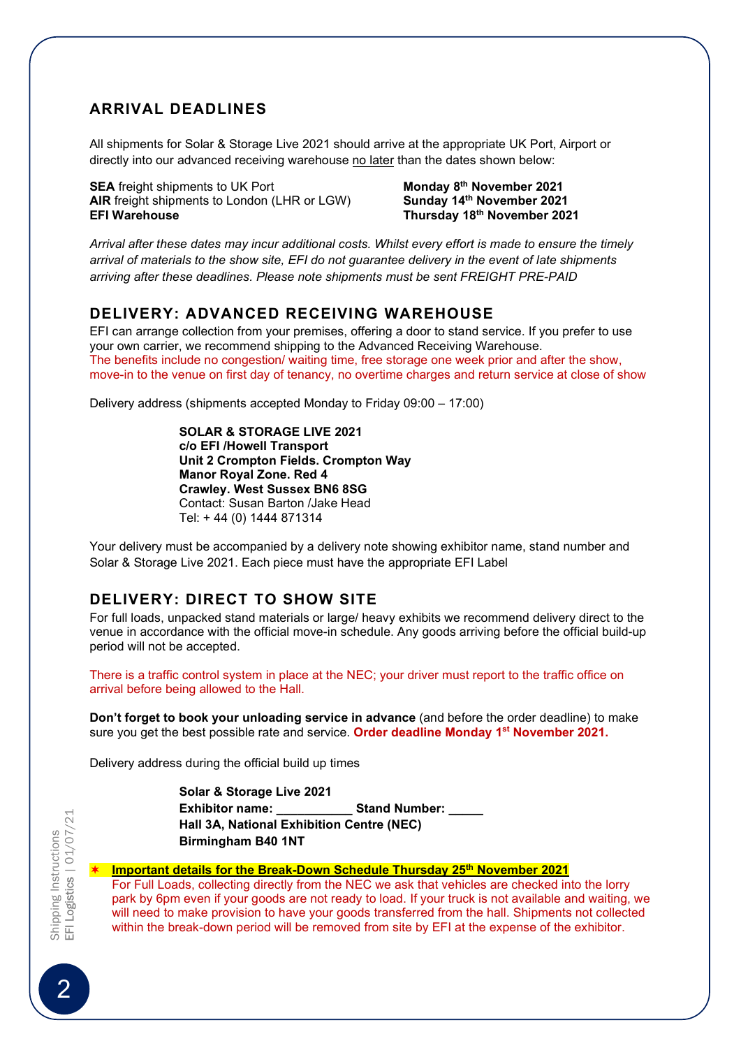## ARRIVAL DEADLINES

All shipments for Solar & Storage Live 2021 should arrive at the appropriate UK Port, Airport or directly into our advanced receiving warehouse no later than the dates shown below:

| | |
|---|---|
| **SEA** freight shipments to UK Port | **Monday 8th November 2021** |
| **AIR** freight shipments to London (LHR or LGW) | **Sunday 14th November 2021** |
| **EFI Warehouse** | **Thursday 18th November 2021** |

*Arrival after these dates may incur additional costs. Whilst every effort is made to ensure the timely arrival of materials to the show site, EFI do not guarantee delivery in the event of late shipments arriving after these deadlines. Please note shipments must be sent FREIGHT PRE-PAID*

## DELIVERY: ADVANCED RECEIVING WAREHOUSE

EFI can arrange collection from your premises, offering a door to stand service. If you prefer to use your own carrier, we recommend shipping to the Advanced Receiving Warehouse.
The benefits include no congestion/ waiting time, free storage one week prior and after the show, move-in to the venue on first day of tenancy, no overtime charges and return service at close of show

Delivery address (shipments accepted Monday to Friday 09:00 – 17:00)

**SOLAR & STORAGE LIVE 2021**
**c/o EFI /Howell Transport**
**Unit 2 Crompton Fields. Crompton Way**
**Manor Royal Zone. Red 4**
**Crawley. West Sussex BN6 8SG**
Contact: Susan Barton /Jake Head
Tel: + 44 (0) 1444 871314

Your delivery must be accompanied by a delivery note showing exhibitor name, stand number and Solar & Storage Live 2021. Each piece must have the appropriate EFI Label

## DELIVERY: DIRECT TO SHOW SITE

For full loads, unpacked stand materials or large/ heavy exhibits we recommend delivery direct to the venue in accordance with the official move-in schedule. Any goods arriving before the official build-up period will not be accepted.

There is a traffic control system in place at the NEC; your driver must report to the traffic office on arrival before being allowed to the Hall.

**Don't forget to book your unloading service in advance** (and before the order deadline) to make sure you get the best possible rate and service. **Order deadline Monday 1st November 2021.**

Delivery address during the official build up times

**Solar & Storage Live 2021**
**Exhibitor name: ___________ Stand Number: _____**
**Hall 3A, National Exhibition Centre (NEC)**
**Birmingham B40 1NT**

✶ **Important details for the Break-Down Schedule Thursday 25th November 2021**
For Full Loads, collecting directly from the NEC we ask that vehicles are checked into the lorry park by 6pm even if your goods are not ready to load. If your truck is not available and waiting, we will need to make provision to have your goods transferred from the hall. Shipments not collected within the break-down period will be removed from site by EFI at the expense of the exhibitor.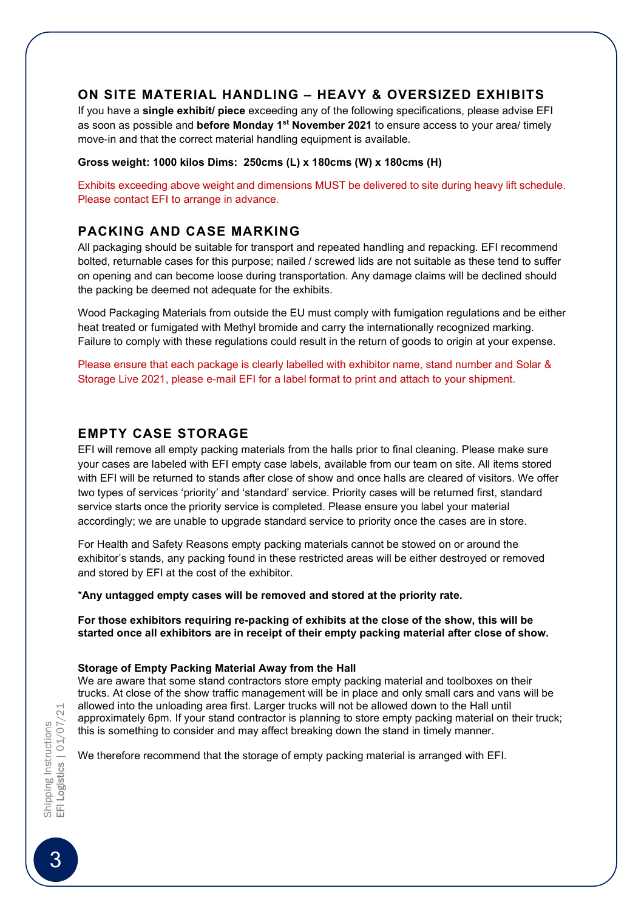## ON SITE MATERIAL HANDLING – HEAVY & OVERSIZED EXHIBITS

If you have a **single exhibit/ piece** exceeding any of the following specifications, please advise EFI as soon as possible and **before Monday 1st November 2021** to ensure access to your area/ timely move-in and that the correct material handling equipment is available.

**Gross weight: 1000 kilos Dims: 250cms (L) x 180cms (W) x 180cms (H)**

Exhibits exceeding above weight and dimensions MUST be delivered to site during heavy lift schedule. Please contact EFI to arrange in advance.

## PACKING AND CASE MARKING

All packaging should be suitable for transport and repeated handling and repacking. EFI recommend bolted, returnable cases for this purpose; nailed / screwed lids are not suitable as these tend to suffer on opening and can become loose during transportation. Any damage claims will be declined should the packing be deemed not adequate for the exhibits.

Wood Packaging Materials from outside the EU must comply with fumigation regulations and be either heat treated or fumigated with Methyl bromide and carry the internationally recognized marking. Failure to comply with these regulations could result in the return of goods to origin at your expense.

Please ensure that each package is clearly labelled with exhibitor name, stand number and Solar & Storage Live 2021, please e-mail EFI for a label format to print and attach to your shipment.

## EMPTY CASE STORAGE

EFI will remove all empty packing materials from the halls prior to final cleaning. Please make sure your cases are labeled with EFI empty case labels, available from our team on site. All items stored with EFI will be returned to stands after close of show and once halls are cleared of visitors. We offer two types of services 'priority' and 'standard' service. Priority cases will be returned first, standard service starts once the priority service is completed. Please ensure you label your material accordingly; we are unable to upgrade standard service to priority once the cases are in store.

For Health and Safety Reasons empty packing materials cannot be stowed on or around the exhibitor's stands, any packing found in these restricted areas will be either destroyed or removed and stored by EFI at the cost of the exhibitor.

***Any untagged empty cases will be removed and stored at the priority rate.**

**For those exhibitors requiring re-packing of exhibits at the close of the show, this will be started once all exhibitors are in receipt of their empty packing material after close of show.**

**Storage of Empty Packing Material Away from the Hall**

We are aware that some stand contractors store empty packing material and toolboxes on their trucks. At close of the show traffic management will be in place and only small cars and vans will be allowed into the unloading area first. Larger trucks will not be allowed down to the Hall until approximately 6pm. If your stand contractor is planning to store empty packing material on their truck; this is something to consider and may affect breaking down the stand in timely manner.

We therefore recommend that the storage of empty packing material is arranged with EFI.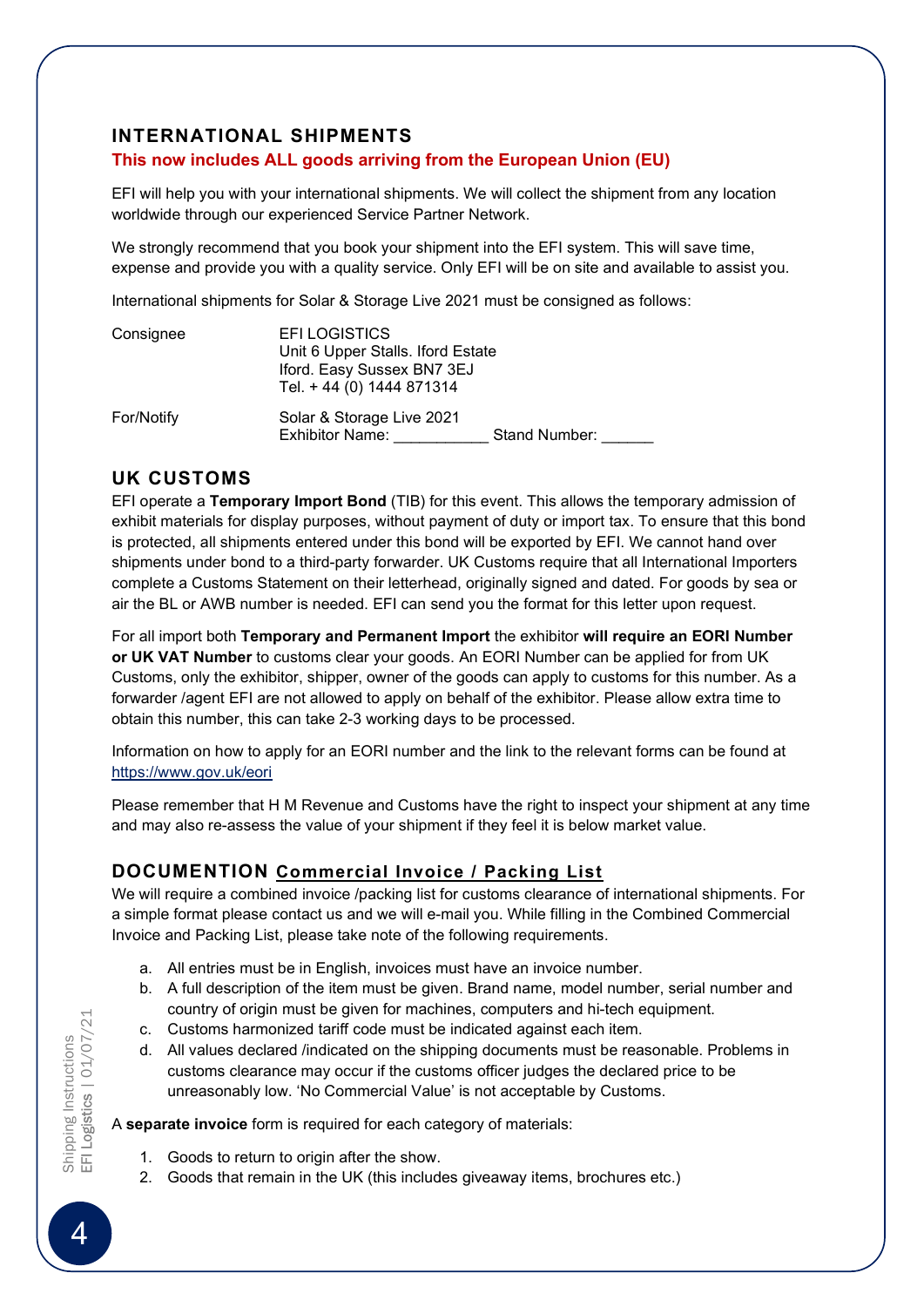## INTERNATIONAL SHIPMENTS

**This now includes ALL goods arriving from the European Union (EU)**

EFI will help you with your international shipments. We will collect the shipment from any location worldwide through our experienced Service Partner Network.

We strongly recommend that you book your shipment into the EFI system. This will save time, expense and provide you with a quality service. Only EFI will be on site and available to assist you.

International shipments for Solar & Storage Live 2021 must be consigned as follows:

| | |
|---|---|
| Consignee | EFI LOGISTICS<br>Unit 6 Upper Stalls. Iford Estate<br>Iford. Easy Sussex BN7 3EJ<br>Tel. + 44 (0) 1444 871314 |
| For/Notify | Solar & Storage Live 2021<br>Exhibitor Name: ___________ Stand Number: ______ |

## UK CUSTOMS

EFI operate a **Temporary Import Bond** (TIB) for this event. This allows the temporary admission of exhibit materials for display purposes, without payment of duty or import tax. To ensure that this bond is protected, all shipments entered under this bond will be exported by EFI. We cannot hand over shipments under bond to a third-party forwarder. UK Customs require that all International Importers complete a Customs Statement on their letterhead, originally signed and dated. For goods by sea or air the BL or AWB number is needed. EFI can send you the format for this letter upon request.

For all import both **Temporary and Permanent Import** the exhibitor **will require an EORI Number or UK VAT Number** to customs clear your goods. An EORI Number can be applied for from UK Customs, only the exhibitor, shipper, owner of the goods can apply to customs for this number. As a forwarder /agent EFI are not allowed to apply on behalf of the exhibitor. Please allow extra time to obtain this number, this can take 2-3 working days to be processed.

Information on how to apply for an EORI number and the link to the relevant forms can be found at https://www.gov.uk/eori

Please remember that H M Revenue and Customs have the right to inspect your shipment at any time and may also re-assess the value of your shipment if they feel it is below market value.

## DOCUMENTION Commercial Invoice / Packing List

We will require a combined invoice /packing list for customs clearance of international shipments. For a simple format please contact us and we will e-mail you. While filling in the Combined Commercial Invoice and Packing List, please take note of the following requirements.

a. All entries must be in English, invoices must have an invoice number.
b. A full description of the item must be given. Brand name, model number, serial number and country of origin must be given for machines, computers and hi-tech equipment.
c. Customs harmonized tariff code must be indicated against each item.
d. All values declared /indicated on the shipping documents must be reasonable. Problems in customs clearance may occur if the customs officer judges the declared price to be unreasonably low. 'No Commercial Value' is not acceptable by Customs.

A **separate invoice** form is required for each category of materials:

1. Goods to return to origin after the show.
2. Goods that remain in the UK (this includes giveaway items, brochures etc.)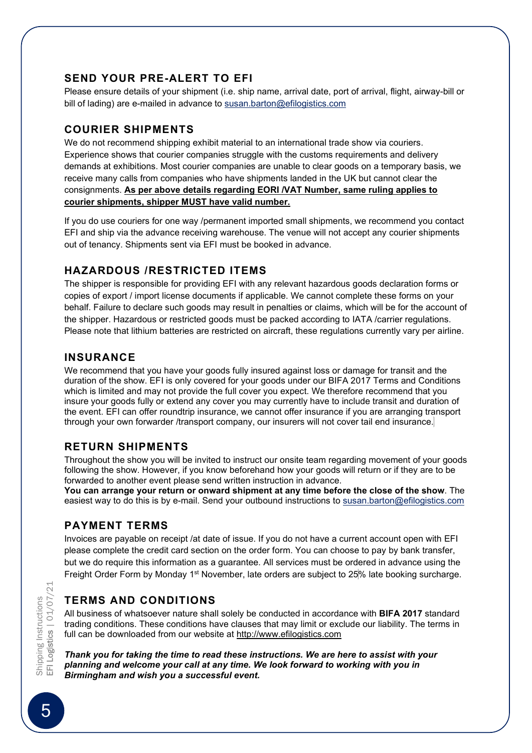## SEND YOUR PRE-ALERT TO EFI

Please ensure details of your shipment (i.e. ship name, arrival date, port of arrival, flight, airway-bill or bill of lading) are e-mailed in advance to susan.barton@efilogistics.com

## COURIER SHIPMENTS

We do not recommend shipping exhibit material to an international trade show via couriers. Experience shows that courier companies struggle with the customs requirements and delivery demands at exhibitions. Most courier companies are unable to clear goods on a temporary basis, we receive many calls from companies who have shipments landed in the UK but cannot clear the consignments. **As per above details regarding EORI /VAT Number, same ruling applies to courier shipments, shipper MUST have valid number.**

If you do use couriers for one way /permanent imported small shipments, we recommend you contact EFI and ship via the advance receiving warehouse. The venue will not accept any courier shipments out of tenancy. Shipments sent via EFI must be booked in advance.

## HAZARDOUS /RESTRICTED ITEMS

The shipper is responsible for providing EFI with any relevant hazardous goods declaration forms or copies of export / import license documents if applicable. We cannot complete these forms on your behalf. Failure to declare such goods may result in penalties or claims, which will be for the account of the shipper. Hazardous or restricted goods must be packed according to IATA /carrier regulations. Please note that lithium batteries are restricted on aircraft, these regulations currently vary per airline.

## INSURANCE

We recommend that you have your goods fully insured against loss or damage for transit and the duration of the show. EFI is only covered for your goods under our BIFA 2017 Terms and Conditions which is limited and may not provide the full cover you expect. We therefore recommend that you insure your goods fully or extend any cover you may currently have to include transit and duration of the event. EFI can offer roundtrip insurance, we cannot offer insurance if you are arranging transport through your own forwarder /transport company, our insurers will not cover tail end insurance.

## RETURN SHIPMENTS

Throughout the show you will be invited to instruct our onsite team regarding movement of your goods following the show. However, if you know beforehand how your goods will return or if they are to be forwarded to another event please send written instruction in advance.
**You can arrange your return or onward shipment at any time before the close of the show**. The easiest way to do this is by e-mail. Send your outbound instructions to susan.barton@efilogistics.com

## PAYMENT TERMS

Invoices are payable on receipt /at date of issue. If you do not have a current account open with EFI please complete the credit card section on the order form. You can choose to pay by bank transfer, but we do require this information as a guarantee. All services must be ordered in advance using the Freight Order Form by Monday 1st November, late orders are subject to 25% late booking surcharge.

## TERMS AND CONDITIONS

All business of whatsoever nature shall solely be conducted in accordance with **BIFA 2017** standard trading conditions. These conditions have clauses that may limit or exclude our liability. The terms in full can be downloaded from our website at http://www.efilogistics.com

***Thank you for taking the time to read these instructions. We are here to assist with your planning and welcome your call at any time. We look forward to working with you in Birmingham and wish you a successful event.***